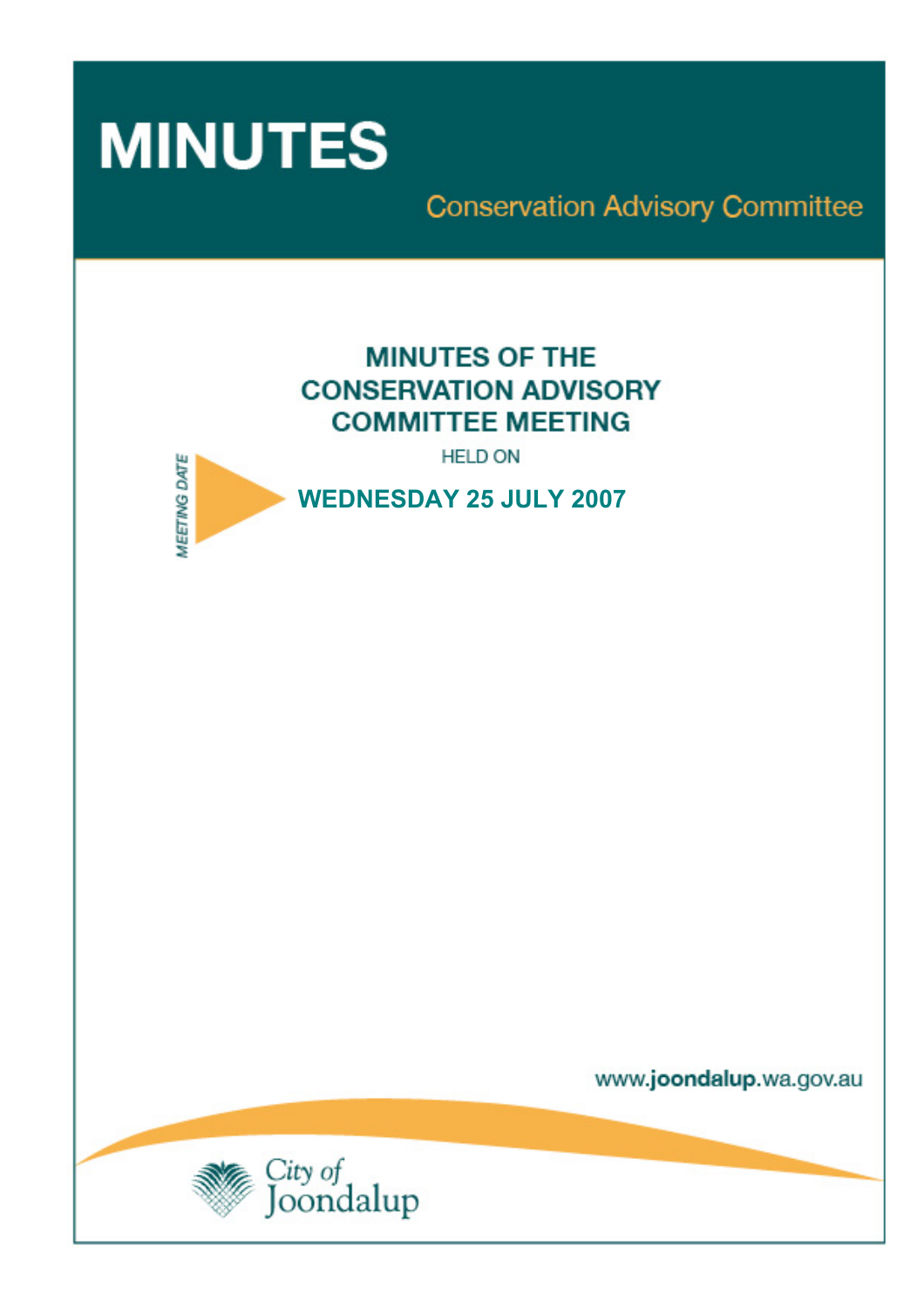# MINUTES

Conservation Advisory Committee

## MINUTES OF THE CONSERVATION ADVISORY COMMITTEE MEETING

HELD ON

MEETING DATE

**WEDNESDAY 25 JULY 2007**

www.joondalup.wa.gov.au

City of Joondalup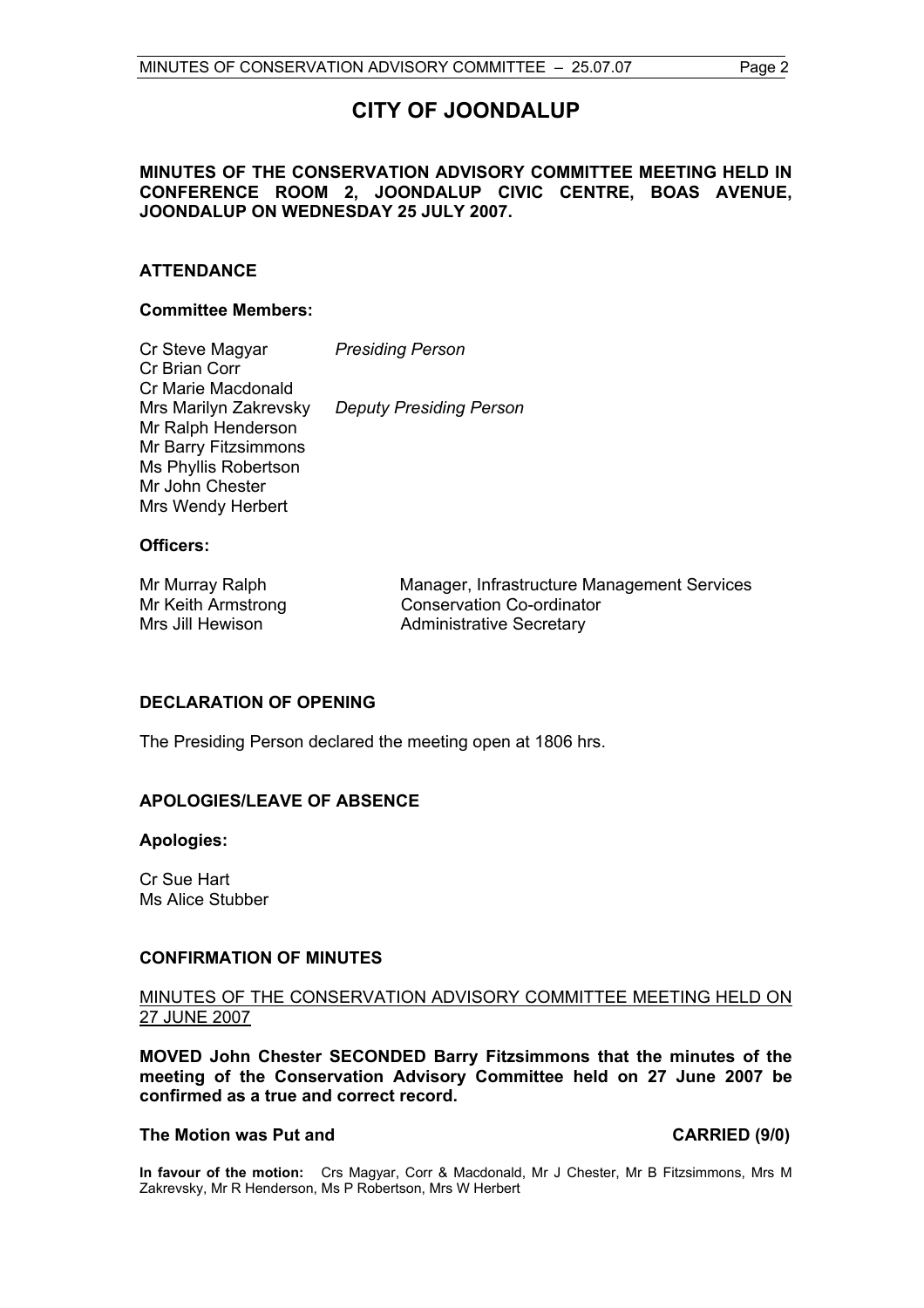# CITY OF JOONDALUP

**MINUTES OF THE CONSERVATION ADVISORY COMMITTEE MEETING HELD IN CONFERENCE ROOM 2, JOONDALUP CIVIC CENTRE, BOAS AVENUE, JOONDALUP ON WEDNESDAY 25 JULY 2007.**

## ATTENDANCE

### Committee Members:

| | |
|---|---|
| Cr Steve Magyar | *Presiding Person* |
| Cr Brian Corr | |
| Cr Marie Macdonald | |
| Mrs Marilyn Zakrevsky | *Deputy Presiding Person* |
| Mr Ralph Henderson | |
| Mr Barry Fitzsimmons | |
| Ms Phyllis Robertson | |
| Mr John Chester | |
| Mrs Wendy Herbert | |

### Officers:

| | |
|---|---|
| Mr Murray Ralph | Manager, Infrastructure Management Services |
| Mr Keith Armstrong | Conservation Co-ordinator |
| Mrs Jill Hewison | Administrative Secretary |

## DECLARATION OF OPENING

The Presiding Person declared the meeting open at 1806 hrs.

## APOLOGIES/LEAVE OF ABSENCE

### Apologies:

Cr Sue Hart
Ms Alice Stubber

## CONFIRMATION OF MINUTES

MINUTES OF THE CONSERVATION ADVISORY COMMITTEE MEETING HELD ON 27 JUNE 2007

**MOVED John Chester SECONDED Barry Fitzsimmons that the minutes of the meeting of the Conservation Advisory Committee held on 27 June 2007 be confirmed as a true and correct record.**

**The Motion was Put and CARRIED (9/0)**

**In favour of the motion:** Crs Magyar, Corr & Macdonald, Mr J Chester, Mr B Fitzsimmons, Mrs M Zakrevsky, Mr R Henderson, Ms P Robertson, Mrs W Herbert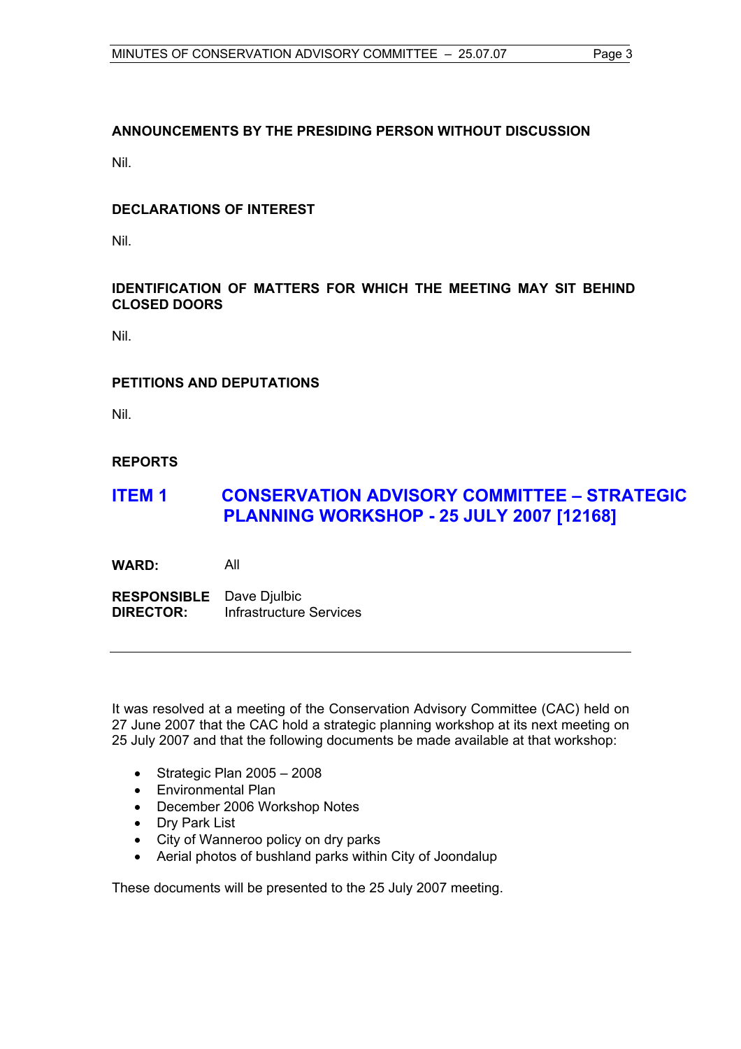## ANNOUNCEMENTS BY THE PRESIDING PERSON WITHOUT DISCUSSION

Nil.

## DECLARATIONS OF INTEREST

Nil.

## IDENTIFICATION OF MATTERS FOR WHICH THE MEETING MAY SIT BEHIND CLOSED DOORS

Nil.

## PETITIONS AND DEPUTATIONS

Nil.

## REPORTS

# ITEM 1 CONSERVATION ADVISORY COMMITTEE – STRATEGIC PLANNING WORKSHOP - 25 JULY 2007 [12168]

**WARD:** All

**RESPONSIBLE DIRECTOR:** Dave Djulbic
Infrastructure Services

---

It was resolved at a meeting of the Conservation Advisory Committee (CAC) held on 27 June 2007 that the CAC hold a strategic planning workshop at its next meeting on 25 July 2007 and that the following documents be made available at that workshop:

- Strategic Plan 2005 – 2008
- Environmental Plan
- December 2006 Workshop Notes
- Dry Park List
- City of Wanneroo policy on dry parks
- Aerial photos of bushland parks within City of Joondalup

These documents will be presented to the 25 July 2007 meeting.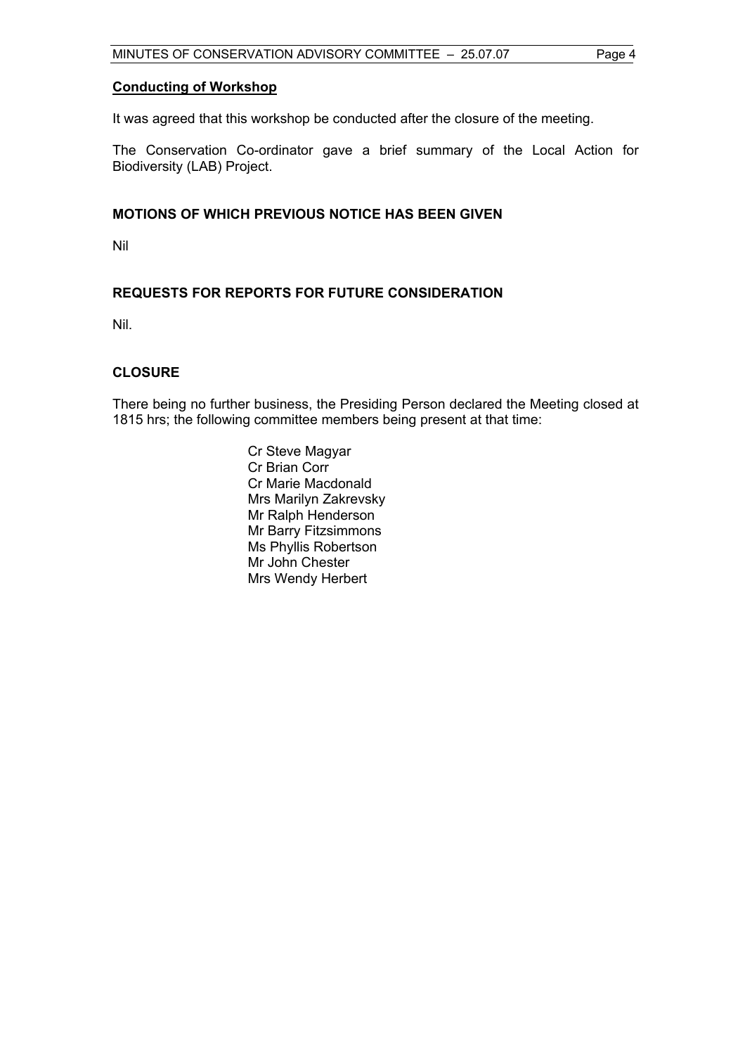**Conducting of Workshop**

It was agreed that this workshop be conducted after the closure of the meeting.

The Conservation Co-ordinator gave a brief summary of the Local Action for Biodiversity (LAB) Project.

## MOTIONS OF WHICH PREVIOUS NOTICE HAS BEEN GIVEN

Nil

## REQUESTS FOR REPORTS FOR FUTURE CONSIDERATION

Nil.

## CLOSURE

There being no further business, the Presiding Person declared the Meeting closed at 1815 hrs; the following committee members being present at that time:

Cr Steve Magyar
Cr Brian Corr
Cr Marie Macdonald
Mrs Marilyn Zakrevsky
Mr Ralph Henderson
Mr Barry Fitzsimmons
Ms Phyllis Robertson
Mr John Chester
Mrs Wendy Herbert